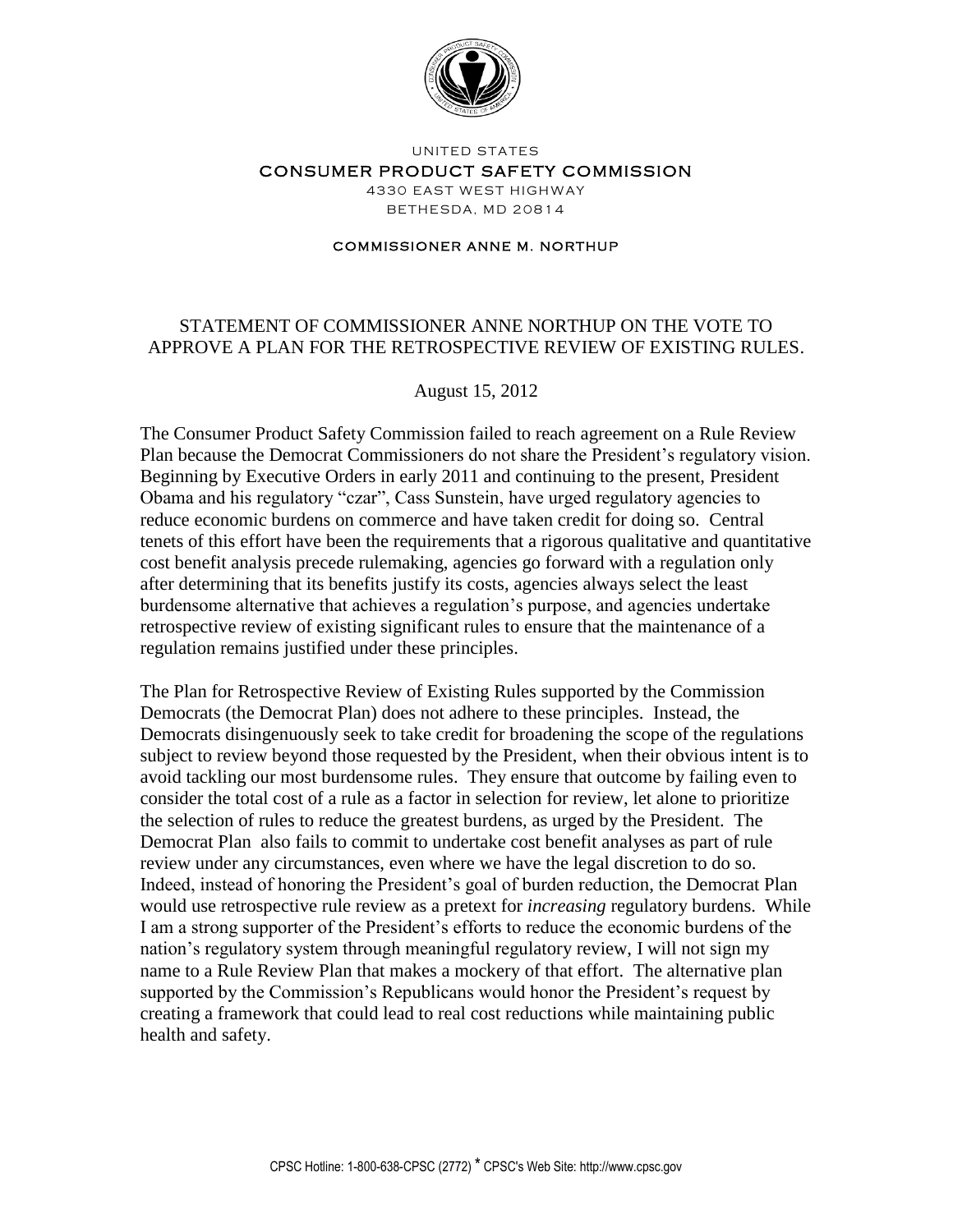UNITED STATES

CONSUMER PRODUCT SAFETY COMMISSION

4330 EAST WEST HIGHWAY

BETHESDA, MD 20814

COMMISSIONER ANNE M. NORTHUP

# STATEMENT OF COMMISSIONER ANNE NORTHUP ON THE VOTE TO APPROVE A PLAN FOR THE RETROSPECTIVE REVIEW OF EXISTING RULES.

August 15, 2012

The Consumer Product Safety Commission failed to reach agreement on a Rule Review Plan because the Democrat Commissioners do not share the President's regulatory vision. Beginning by Executive Orders in early 2011 and continuing to the present, President Obama and his regulatory "czar", Cass Sunstein, have urged regulatory agencies to reduce economic burdens on commerce and have taken credit for doing so. Central tenets of this effort have been the requirements that a rigorous qualitative and quantitative cost benefit analysis precede rulemaking, agencies go forward with a regulation only after determining that its benefits justify its costs, agencies always select the least burdensome alternative that achieves a regulation's purpose, and agencies undertake retrospective review of existing significant rules to ensure that the maintenance of a regulation remains justified under these principles.

The Plan for Retrospective Review of Existing Rules supported by the Commission Democrats (the Democrat Plan) does not adhere to these principles. Instead, the Democrats disingenuously seek to take credit for broadening the scope of the regulations subject to review beyond those requested by the President, when their obvious intent is to avoid tackling our most burdensome rules. They ensure that outcome by failing even to consider the total cost of a rule as a factor in selection for review, let alone to prioritize the selection of rules to reduce the greatest burdens, as urged by the President. The Democrat Plan also fails to commit to undertake cost benefit analyses as part of rule review under any circumstances, even where we have the legal discretion to do so. Indeed, instead of honoring the President's goal of burden reduction, the Democrat Plan would use retrospective rule review as a pretext for *increasing* regulatory burdens. While I am a strong supporter of the President's efforts to reduce the economic burdens of the nation's regulatory system through meaningful regulatory review, I will not sign my name to a Rule Review Plan that makes a mockery of that effort. The alternative plan supported by the Commission's Republicans would honor the President's request by creating a framework that could lead to real cost reductions while maintaining public health and safety.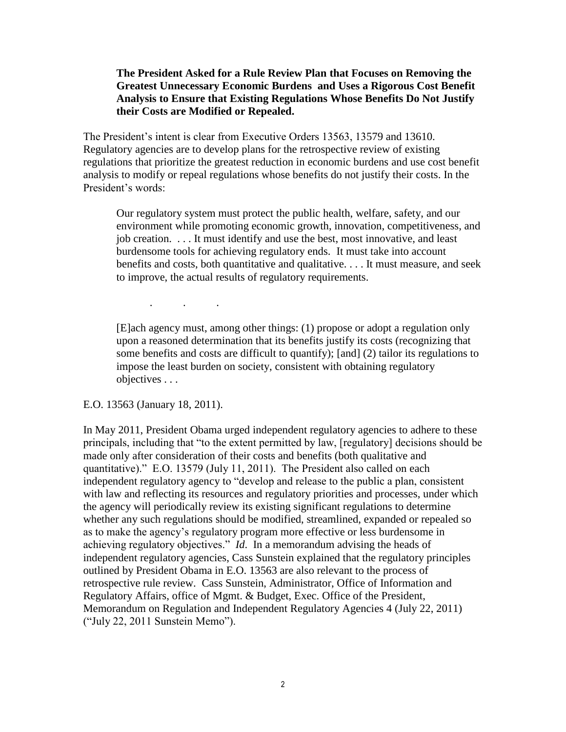**The President Asked for a Rule Review Plan that Focuses on Removing the Greatest Unnecessary Economic Burdens and Uses a Rigorous Cost Benefit Analysis to Ensure that Existing Regulations Whose Benefits Do Not Justify their Costs are Modified or Repealed.**

The President's intent is clear from Executive Orders 13563, 13579 and 13610. Regulatory agencies are to develop plans for the retrospective review of existing regulations that prioritize the greatest reduction in economic burdens and use cost benefit analysis to modify or repeal regulations whose benefits do not justify their costs. In the President's words:

> Our regulatory system must protect the public health, welfare, safety, and our environment while promoting economic growth, innovation, competitiveness, and job creation. . . . It must identify and use the best, most innovative, and least burdensome tools for achieving regulatory ends. It must take into account benefits and costs, both quantitative and qualitative. . . . It must measure, and seek to improve, the actual results of regulatory requirements.
>
> . . .
>
> [E]ach agency must, among other things: (1) propose or adopt a regulation only upon a reasoned determination that its benefits justify its costs (recognizing that some benefits and costs are difficult to quantify); [and] (2) tailor its regulations to impose the least burden on society, consistent with obtaining regulatory objectives . . .

E.O. 13563 (January 18, 2011).

In May 2011, President Obama urged independent regulatory agencies to adhere to these principals, including that "to the extent permitted by law, [regulatory] decisions should be made only after consideration of their costs and benefits (both qualitative and quantitative)." E.O. 13579 (July 11, 2011). The President also called on each independent regulatory agency to "develop and release to the public a plan, consistent with law and reflecting its resources and regulatory priorities and processes, under which the agency will periodically review its existing significant regulations to determine whether any such regulations should be modified, streamlined, expanded or repealed so as to make the agency's regulatory program more effective or less burdensome in achieving regulatory objectives." *Id*. In a memorandum advising the heads of independent regulatory agencies, Cass Sunstein explained that the regulatory principles outlined by President Obama in E.O. 13563 are also relevant to the process of retrospective rule review. Cass Sunstein, Administrator, Office of Information and Regulatory Affairs, office of Mgmt. & Budget, Exec. Office of the President, Memorandum on Regulation and Independent Regulatory Agencies 4 (July 22, 2011) ("July 22, 2011 Sunstein Memo").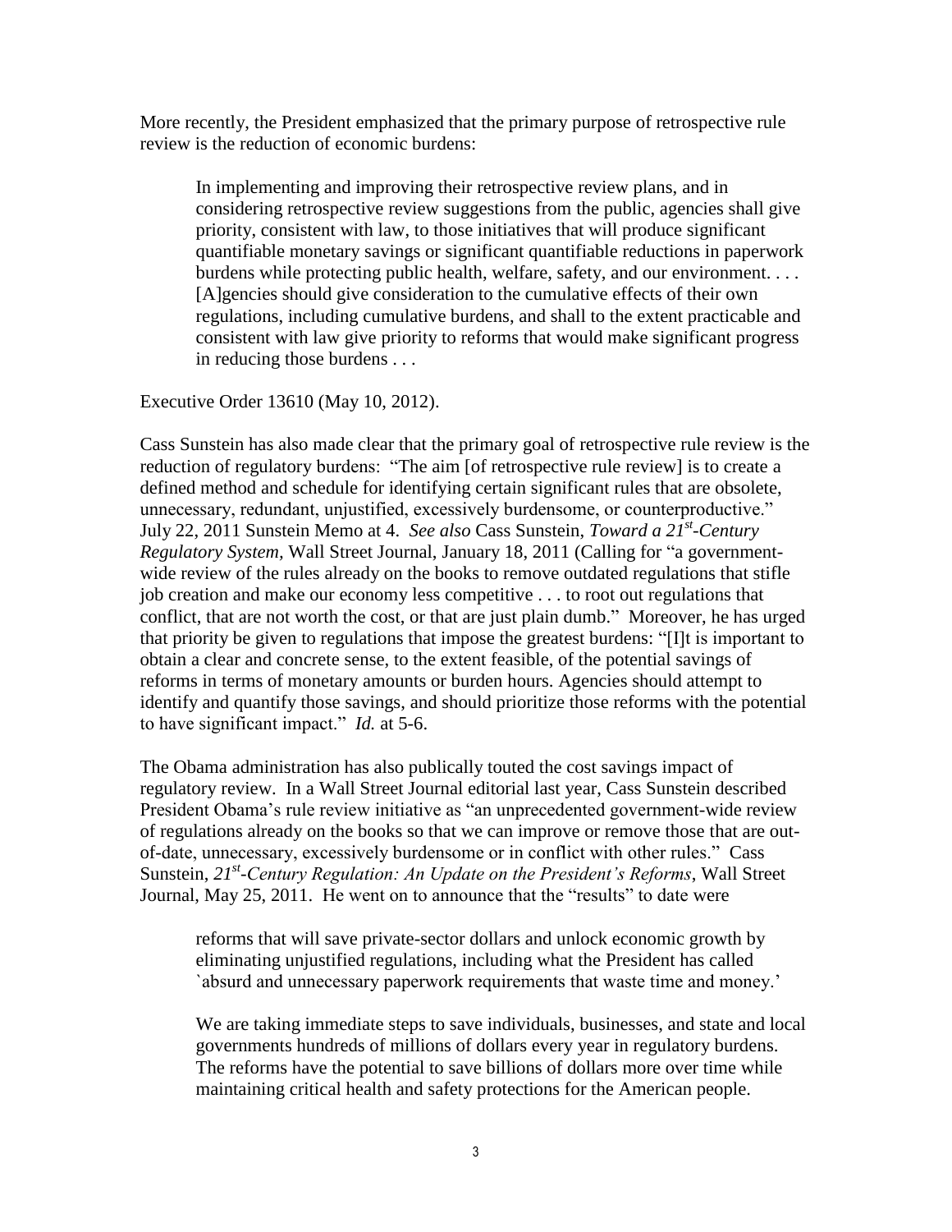More recently, the President emphasized that the primary purpose of retrospective rule review is the reduction of economic burdens:

> In implementing and improving their retrospective review plans, and in considering retrospective review suggestions from the public, agencies shall give priority, consistent with law, to those initiatives that will produce significant quantifiable monetary savings or significant quantifiable reductions in paperwork burdens while protecting public health, welfare, safety, and our environment. . . . [A]gencies should give consideration to the cumulative effects of their own regulations, including cumulative burdens, and shall to the extent practicable and consistent with law give priority to reforms that would make significant progress in reducing those burdens . . .

Executive Order 13610 (May 10, 2012).

Cass Sunstein has also made clear that the primary goal of retrospective rule review is the reduction of regulatory burdens: "The aim [of retrospective rule review] is to create a defined method and schedule for identifying certain significant rules that are obsolete, unnecessary, redundant, unjustified, excessively burdensome, or counterproductive." July 22, 2011 Sunstein Memo at 4. *See also* Cass Sunstein, *Toward a 21st-Century Regulatory System,* Wall Street Journal, January 18, 2011 (Calling for "a government-wide review of the rules already on the books to remove outdated regulations that stifle job creation and make our economy less competitive . . . to root out regulations that conflict, that are not worth the cost, or that are just plain dumb." Moreover, he has urged that priority be given to regulations that impose the greatest burdens: "[I]t is important to obtain a clear and concrete sense, to the extent feasible, of the potential savings of reforms in terms of monetary amounts or burden hours. Agencies should attempt to identify and quantify those savings, and should prioritize those reforms with the potential to have significant impact." *Id.* at 5-6.

The Obama administration has also publically touted the cost savings impact of regulatory review. In a Wall Street Journal editorial last year, Cass Sunstein described President Obama's rule review initiative as "an unprecedented government-wide review of regulations already on the books so that we can improve or remove those that are out-of-date, unnecessary, excessively burdensome or in conflict with other rules." Cass Sunstein, *21st-Century Regulation: An Update on the President's Reforms*, Wall Street Journal, May 25, 2011. He went on to announce that the "results" to date were

> reforms that will save private-sector dollars and unlock economic growth by eliminating unjustified regulations, including what the President has called `absurd and unnecessary paperwork requirements that waste time and money.'
>
> We are taking immediate steps to save individuals, businesses, and state and local governments hundreds of millions of dollars every year in regulatory burdens. The reforms have the potential to save billions of dollars more over time while maintaining critical health and safety protections for the American people.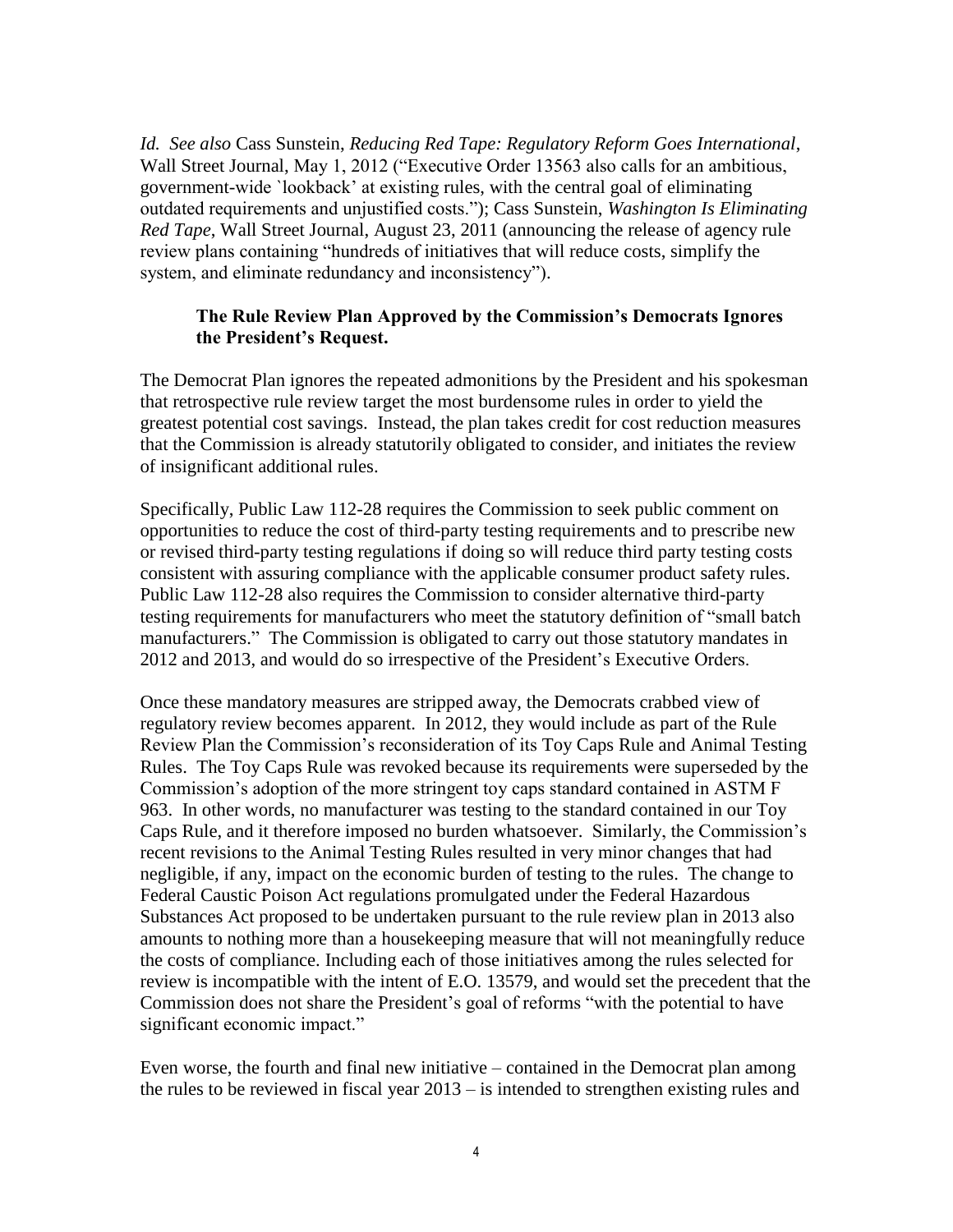*Id. See also* Cass Sunstein, *Reducing Red Tape: Regulatory Reform Goes International*, Wall Street Journal, May 1, 2012 ("Executive Order 13563 also calls for an ambitious, government-wide `lookback' at existing rules, with the central goal of eliminating outdated requirements and unjustified costs."); Cass Sunstein, *Washington Is Eliminating Red Tape*, Wall Street Journal, August 23, 2011 (announcing the release of agency rule review plans containing "hundreds of initiatives that will reduce costs, simplify the system, and eliminate redundancy and inconsistency").

**The Rule Review Plan Approved by the Commission's Democrats Ignores the President's Request.**

The Democrat Plan ignores the repeated admonitions by the President and his spokesman that retrospective rule review target the most burdensome rules in order to yield the greatest potential cost savings. Instead, the plan takes credit for cost reduction measures that the Commission is already statutorily obligated to consider, and initiates the review of insignificant additional rules.

Specifically, Public Law 112-28 requires the Commission to seek public comment on opportunities to reduce the cost of third-party testing requirements and to prescribe new or revised third-party testing regulations if doing so will reduce third party testing costs consistent with assuring compliance with the applicable consumer product safety rules. Public Law 112-28 also requires the Commission to consider alternative third-party testing requirements for manufacturers who meet the statutory definition of "small batch manufacturers." The Commission is obligated to carry out those statutory mandates in 2012 and 2013, and would do so irrespective of the President's Executive Orders.

Once these mandatory measures are stripped away, the Democrats crabbed view of regulatory review becomes apparent. In 2012, they would include as part of the Rule Review Plan the Commission's reconsideration of its Toy Caps Rule and Animal Testing Rules. The Toy Caps Rule was revoked because its requirements were superseded by the Commission's adoption of the more stringent toy caps standard contained in ASTM F 963. In other words, no manufacturer was testing to the standard contained in our Toy Caps Rule, and it therefore imposed no burden whatsoever. Similarly, the Commission's recent revisions to the Animal Testing Rules resulted in very minor changes that had negligible, if any, impact on the economic burden of testing to the rules. The change to Federal Caustic Poison Act regulations promulgated under the Federal Hazardous Substances Act proposed to be undertaken pursuant to the rule review plan in 2013 also amounts to nothing more than a housekeeping measure that will not meaningfully reduce the costs of compliance. Including each of those initiatives among the rules selected for review is incompatible with the intent of E.O. 13579, and would set the precedent that the Commission does not share the President's goal of reforms "with the potential to have significant economic impact."

Even worse, the fourth and final new initiative – contained in the Democrat plan among the rules to be reviewed in fiscal year 2013 – is intended to strengthen existing rules and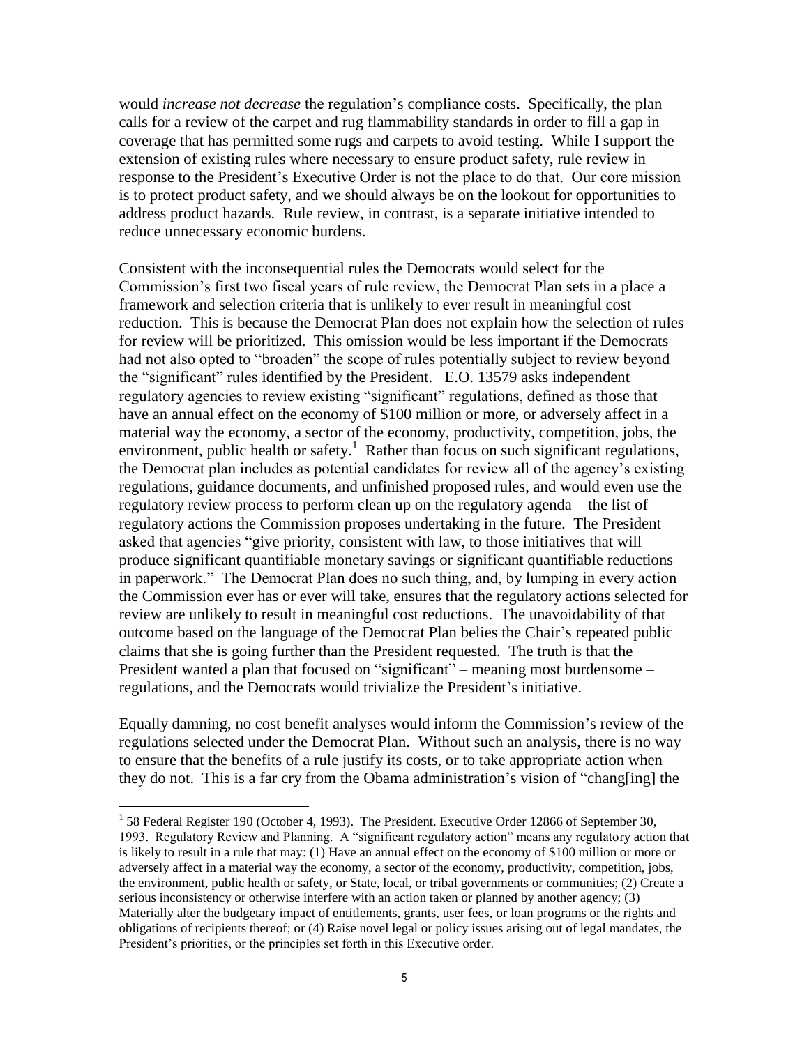would *increase not decrease* the regulation's compliance costs. Specifically, the plan calls for a review of the carpet and rug flammability standards in order to fill a gap in coverage that has permitted some rugs and carpets to avoid testing. While I support the extension of existing rules where necessary to ensure product safety, rule review in response to the President's Executive Order is not the place to do that. Our core mission is to protect product safety, and we should always be on the lookout for opportunities to address product hazards. Rule review, in contrast, is a separate initiative intended to reduce unnecessary economic burdens.

Consistent with the inconsequential rules the Democrats would select for the Commission's first two fiscal years of rule review, the Democrat Plan sets in a place a framework and selection criteria that is unlikely to ever result in meaningful cost reduction. This is because the Democrat Plan does not explain how the selection of rules for review will be prioritized. This omission would be less important if the Democrats had not also opted to "broaden" the scope of rules potentially subject to review beyond the "significant" rules identified by the President. E.O. 13579 asks independent regulatory agencies to review existing "significant" regulations, defined as those that have an annual effect on the economy of $100 million or more, or adversely affect in a material way the economy, a sector of the economy, productivity, competition, jobs, the environment, public health or safety.[1] Rather than focus on such significant regulations, the Democrat plan includes as potential candidates for review all of the agency's existing regulations, guidance documents, and unfinished proposed rules, and would even use the regulatory review process to perform clean up on the regulatory agenda – the list of regulatory actions the Commission proposes undertaking in the future. The President asked that agencies "give priority, consistent with law, to those initiatives that will produce significant quantifiable monetary savings or significant quantifiable reductions in paperwork." The Democrat Plan does no such thing, and, by lumping in every action the Commission ever has or ever will take, ensures that the regulatory actions selected for review are unlikely to result in meaningful cost reductions. The unavoidability of that outcome based on the language of the Democrat Plan belies the Chair's repeated public claims that she is going further than the President requested. The truth is that the President wanted a plan that focused on "significant" – meaning most burdensome – regulations, and the Democrats would trivialize the President's initiative.

Equally damning, no cost benefit analyses would inform the Commission's review of the regulations selected under the Democrat Plan. Without such an analysis, there is no way to ensure that the benefits of a rule justify its costs, or to take appropriate action when they do not. This is a far cry from the Obama administration's vision of "chang[ing] the

---

[1] 58 Federal Register 190 (October 4, 1993). The President. Executive Order 12866 of September 30, 1993. Regulatory Review and Planning. A "significant regulatory action" means any regulatory action that is likely to result in a rule that may: (1) Have an annual effect on the economy of $100 million or more or adversely affect in a material way the economy, a sector of the economy, productivity, competition, jobs, the environment, public health or safety, or State, local, or tribal governments or communities; (2) Create a serious inconsistency or otherwise interfere with an action taken or planned by another agency; (3) Materially alter the budgetary impact of entitlements, grants, user fees, or loan programs or the rights and obligations of recipients thereof; or (4) Raise novel legal or policy issues arising out of legal mandates, the President's priorities, or the principles set forth in this Executive order.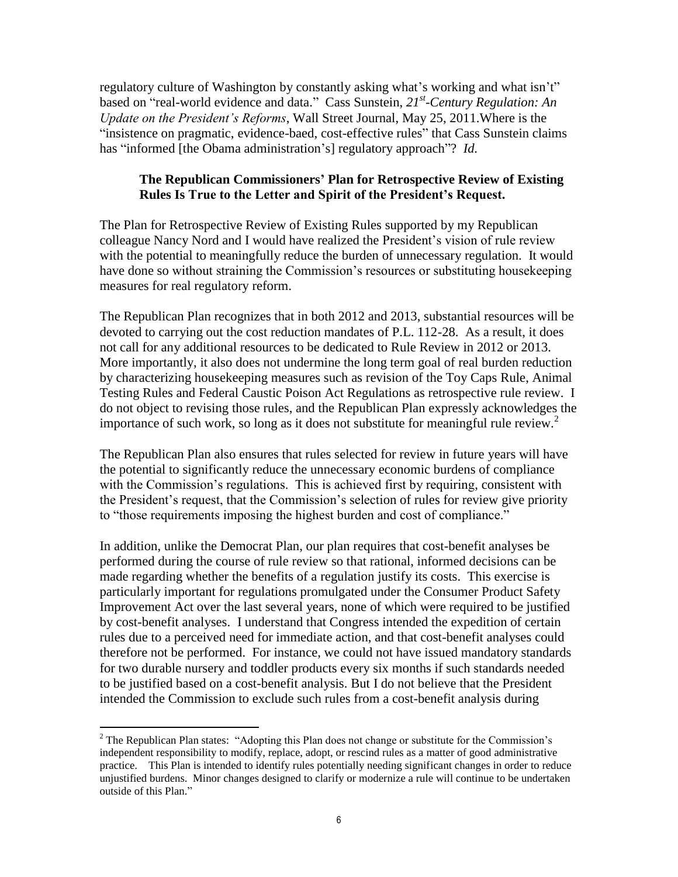regulatory culture of Washington by constantly asking what's working and what isn't" based on "real-world evidence and data." Cass Sunstein, *21st-Century Regulation: An Update on the President's Reforms*, Wall Street Journal, May 25, 2011.Where is the "insistence on pragmatic, evidence-baed, cost-effective rules" that Cass Sunstein claims has "informed [the Obama administration's] regulatory approach"? *Id.*

**The Republican Commissioners' Plan for Retrospective Review of Existing Rules Is True to the Letter and Spirit of the President's Request.**

The Plan for Retrospective Review of Existing Rules supported by my Republican colleague Nancy Nord and I would have realized the President's vision of rule review with the potential to meaningfully reduce the burden of unnecessary regulation. It would have done so without straining the Commission's resources or substituting housekeeping measures for real regulatory reform.

The Republican Plan recognizes that in both 2012 and 2013, substantial resources will be devoted to carrying out the cost reduction mandates of P.L. 112-28. As a result, it does not call for any additional resources to be dedicated to Rule Review in 2012 or 2013. More importantly, it also does not undermine the long term goal of real burden reduction by characterizing housekeeping measures such as revision of the Toy Caps Rule, Animal Testing Rules and Federal Caustic Poison Act Regulations as retrospective rule review. I do not object to revising those rules, and the Republican Plan expressly acknowledges the importance of such work, so long as it does not substitute for meaningful rule review.[2]

The Republican Plan also ensures that rules selected for review in future years will have the potential to significantly reduce the unnecessary economic burdens of compliance with the Commission's regulations. This is achieved first by requiring, consistent with the President's request, that the Commission's selection of rules for review give priority to "those requirements imposing the highest burden and cost of compliance."

In addition, unlike the Democrat Plan, our plan requires that cost-benefit analyses be performed during the course of rule review so that rational, informed decisions can be made regarding whether the benefits of a regulation justify its costs. This exercise is particularly important for regulations promulgated under the Consumer Product Safety Improvement Act over the last several years, none of which were required to be justified by cost-benefit analyses. I understand that Congress intended the expedition of certain rules due to a perceived need for immediate action, and that cost-benefit analyses could therefore not be performed. For instance, we could not have issued mandatory standards for two durable nursery and toddler products every six months if such standards needed to be justified based on a cost-benefit analysis. But I do not believe that the President intended the Commission to exclude such rules from a cost-benefit analysis during

[2] The Republican Plan states: "Adopting this Plan does not change or substitute for the Commission's independent responsibility to modify, replace, adopt, or rescind rules as a matter of good administrative practice. This Plan is intended to identify rules potentially needing significant changes in order to reduce unjustified burdens. Minor changes designed to clarify or modernize a rule will continue to be undertaken outside of this Plan."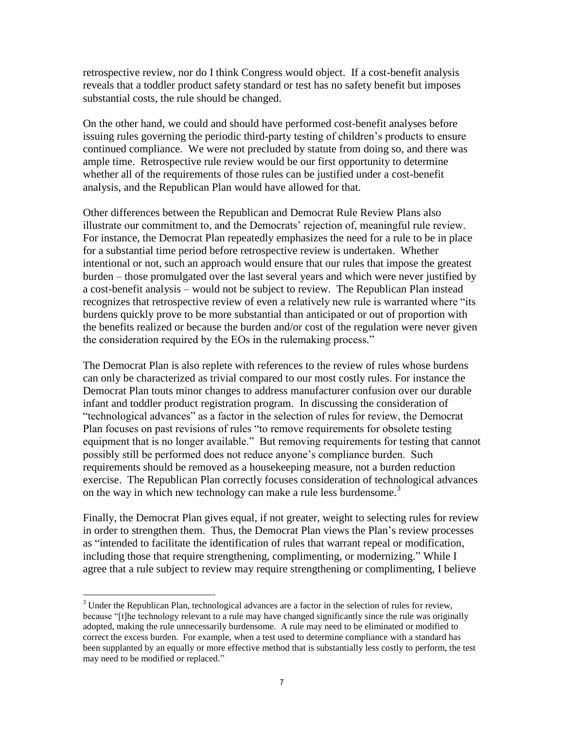retrospective review, nor do I think Congress would object. If a cost-benefit analysis reveals that a toddler product safety standard or test has no safety benefit but imposes substantial costs, the rule should be changed.

On the other hand, we could and should have performed cost-benefit analyses before issuing rules governing the periodic third-party testing of children's products to ensure continued compliance. We were not precluded by statute from doing so, and there was ample time. Retrospective rule review would be our first opportunity to determine whether all of the requirements of those rules can be justified under a cost-benefit analysis, and the Republican Plan would have allowed for that.

Other differences between the Republican and Democrat Rule Review Plans also illustrate our commitment to, and the Democrats' rejection of, meaningful rule review. For instance, the Democrat Plan repeatedly emphasizes the need for a rule to be in place for a substantial time period before retrospective review is undertaken. Whether intentional or not, such an approach would ensure that our rules that impose the greatest burden – those promulgated over the last several years and which were never justified by a cost-benefit analysis – would not be subject to review. The Republican Plan instead recognizes that retrospective review of even a relatively new rule is warranted where "its burdens quickly prove to be more substantial than anticipated or out of proportion with the benefits realized or because the burden and/or cost of the regulation were never given the consideration required by the EOs in the rulemaking process."

The Democrat Plan is also replete with references to the review of rules whose burdens can only be characterized as trivial compared to our most costly rules. For instance the Democrat Plan touts minor changes to address manufacturer confusion over our durable infant and toddler product registration program. In discussing the consideration of "technological advances" as a factor in the selection of rules for review, the Democrat Plan focuses on past revisions of rules "to remove requirements for obsolete testing equipment that is no longer available." But removing requirements for testing that cannot possibly still be performed does not reduce anyone's compliance burden. Such requirements should be removed as a housekeeping measure, not a burden reduction exercise. The Republican Plan correctly focuses consideration of technological advances on the way in which new technology can make a rule less burdensome.[3]

Finally, the Democrat Plan gives equal, if not greater, weight to selecting rules for review in order to strengthen them. Thus, the Democrat Plan views the Plan's review processes as "intended to facilitate the identification of rules that warrant repeal or modification, including those that require strengthening, complimenting, or modernizing." While I agree that a rule subject to review may require strengthening or complimenting, I believe

---

[3] Under the Republican Plan, technological advances are a factor in the selection of rules for review, because "[t]he technology relevant to a rule may have changed significantly since the rule was originally adopted, making the rule unnecessarily burdensome. A rule may need to be eliminated or modified to correct the excess burden. For example, when a test used to determine compliance with a standard has been supplanted by an equally or more effective method that is substantially less costly to perform, the test may need to be modified or replaced."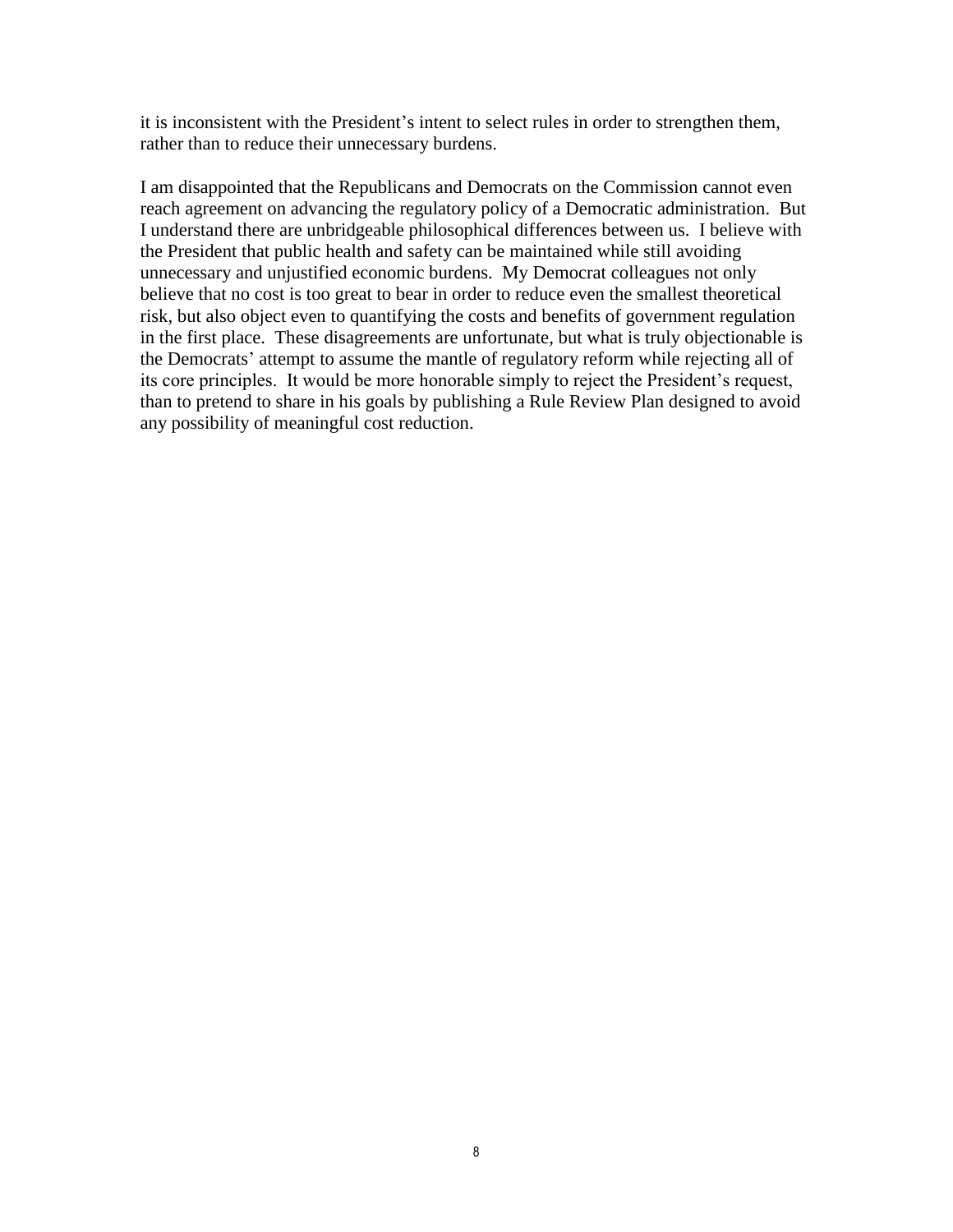it is inconsistent with the President's intent to select rules in order to strengthen them, rather than to reduce their unnecessary burdens.

I am disappointed that the Republicans and Democrats on the Commission cannot even reach agreement on advancing the regulatory policy of a Democratic administration. But I understand there are unbridgeable philosophical differences between us. I believe with the President that public health and safety can be maintained while still avoiding unnecessary and unjustified economic burdens. My Democrat colleagues not only believe that no cost is too great to bear in order to reduce even the smallest theoretical risk, but also object even to quantifying the costs and benefits of government regulation in the first place. These disagreements are unfortunate, but what is truly objectionable is the Democrats' attempt to assume the mantle of regulatory reform while rejecting all of its core principles. It would be more honorable simply to reject the President's request, than to pretend to share in his goals by publishing a Rule Review Plan designed to avoid any possibility of meaningful cost reduction.